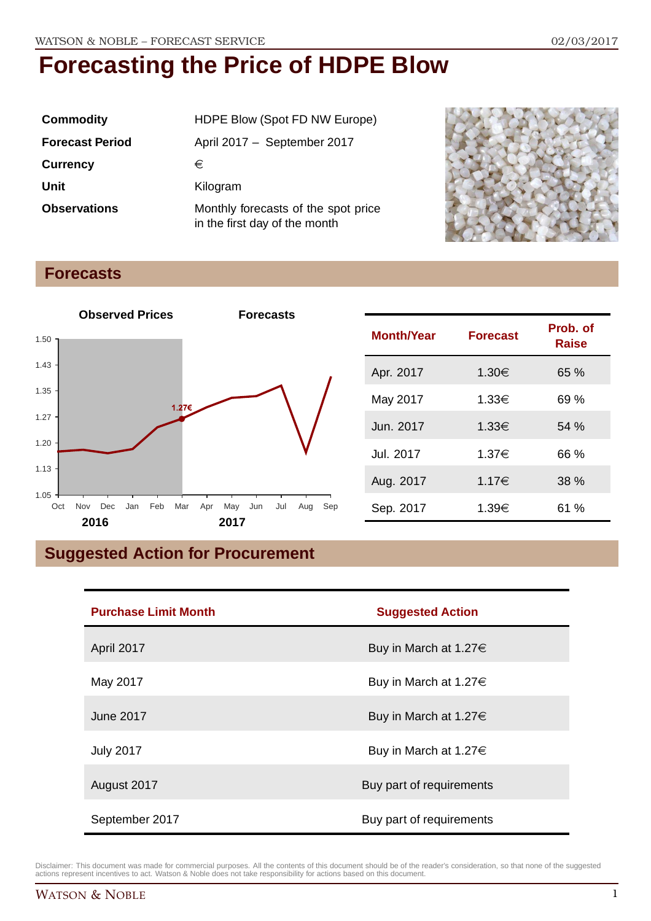# Forecasting the Price of HDPE Blow

| | |
|---|---|
| **Commodity** | HDPE Blow (Spot FD NW Europe) |
| **Forecast Period** | April 2017 – September 2017 |
| **Currency** | € |
| **Unit** | Kilogram |
| **Observations** | Monthly forecasts of the spot price in the first day of the month |

## Forecasts

| Month/Year | Forecast | Prob. of Raise |
|---|---|---|
| Apr. 2017 | 1.30€ | 65 % |
| May 2017 | 1.33€ | 69 % |
| Jun. 2017 | 1.33€ | 54 % |
| Jul. 2017 | 1.37€ | 66 % |
| Aug. 2017 | 1.17€ | 38 % |
| Sep. 2017 | 1.39€ | 61 % |

## Suggested Action for Procurement

| Purchase Limit Month | Suggested Action |
|---|---|
| April 2017 | Buy in March at 1.27€ |
| May 2017 | Buy in March at 1.27€ |
| June 2017 | Buy in March at 1.27€ |
| July 2017 | Buy in March at 1.27€ |
| August 2017 | Buy part of requirements |
| September 2017 | Buy part of requirements |

Disclaimer: This document was made for commercial purposes. All the contents of this document should be of the reader's consideration, so that none of the suggested actions represent incentives to act. Watson & Noble does not take responsibility for actions based on this document.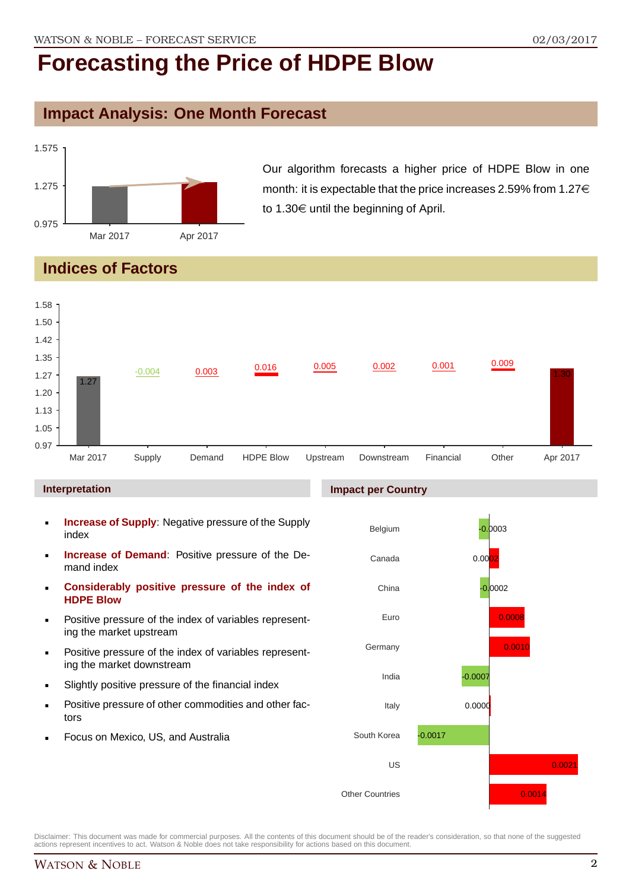# Forecasting the Price of HDPE Blow

## Impact Analysis: One Month Forecast

Our algorithm forecasts a higher price of HDPE Blow in one month: it is expectable that the price increases 2.59% from 1.27€ to 1.30€ until the beginning of April.

## Indices of Factors

| Mar 2017 | Supply | Demand | HDPE Blow | Upstream | Downstream | Financial | Other | Apr 2017 |
|---|---|---|---|---|---|---|---|---|
| 1.27 | -0.004 | 0.003 | 0.016 | 0.005 | 0.002 | 0.001 | 0.009 | 1.30 |

### Interpretation

- **Increase of Supply**: Negative pressure of the Supply index
- **Increase of Demand**: Positive pressure of the Demand index
- **Considerably positive pressure of the index of HDPE Blow**
- Positive pressure of the index of variables representing the market upstream
- Positive pressure of the index of variables representing the market downstream
- Slightly positive pressure of the financial index
- Positive pressure of other commodities and other factors
- Focus on Mexico, US, and Australia

### Impact per Country

| Country | Impact |
|---|---|
| Belgium | -0.0003 |
| Canada | 0.0002 |
| China | -0.0002 |
| Euro | 0.0008 |
| Germany | 0.0010 |
| India | -0.0007 |
| Italy | 0.0000 |
| South Korea | -0.0017 |
| US | 0.0021 |
| Other Countries | 0.0014 |

Disclaimer: This document was made for commercial purposes. All the contents of this document should be of the reader's consideration, so that none of the suggested actions represent incentives to act. Watson & Noble does not take responsibility for actions based on this document.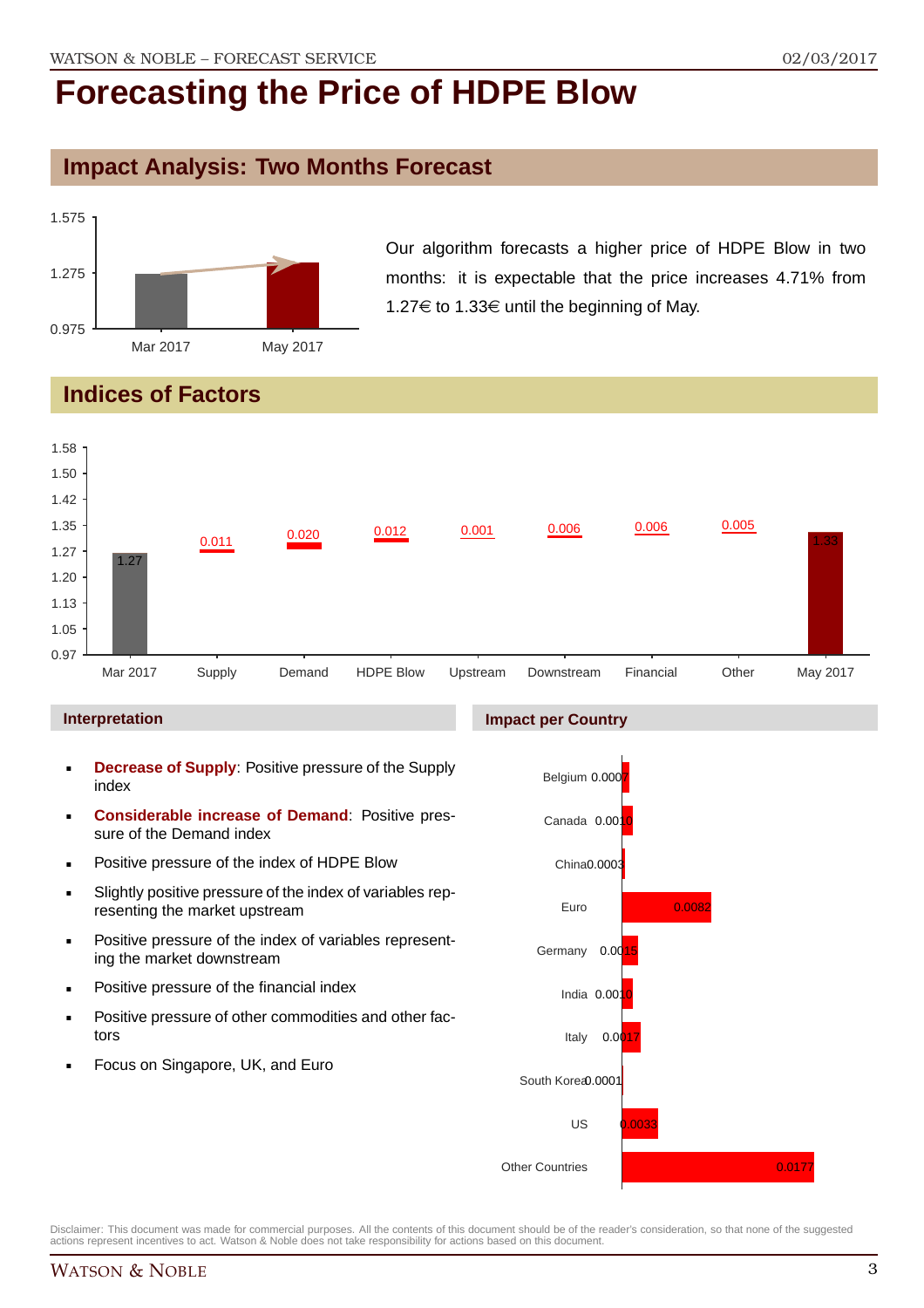# Forecasting the Price of HDPE Blow

## Impact Analysis: Two Months Forecast

Our algorithm forecasts a higher price of HDPE Blow in two months: it is expectable that the price increases 4.71% from 1.27€ to 1.33€ until the beginning of May.

## Indices of Factors

| Factor | Value |
|---|---|
| Mar 2017 | 1.27 |
| Supply | 0.011 |
| Demand | 0.020 |
| HDPE Blow | 0.012 |
| Upstream | 0.001 |
| Downstream | 0.006 |
| Financial | 0.006 |
| Other | 0.005 |
| May 2017 | 1.33 |

### Interpretation

- **Decrease of Supply**: Positive pressure of the Supply index
- **Considerable increase of Demand**: Positive pressure of the Demand index
- Positive pressure of the index of HDPE Blow
- Slightly positive pressure of the index of variables representing the market upstream
- Positive pressure of the index of variables representing the market downstream
- Positive pressure of the financial index
- Positive pressure of other commodities and other factors
- Focus on Singapore, UK, and Euro

### Impact per Country

| Country | Impact |
|---|---|
| Belgium | 0.0007 |
| Canada | 0.0010 |
| China | 0.0003 |
| Euro | 0.0082 |
| Germany | 0.0015 |
| India | 0.0010 |
| Italy | 0.0017 |
| South Korea | 0.0001 |
| US | 0.0033 |
| Other Countries | 0.0177 |

Disclaimer: This document was made for commercial purposes. All the contents of this document should be of the reader's consideration, so that none of the suggested actions represent incentives to act. Watson & Noble does not take responsibility for actions based on this document.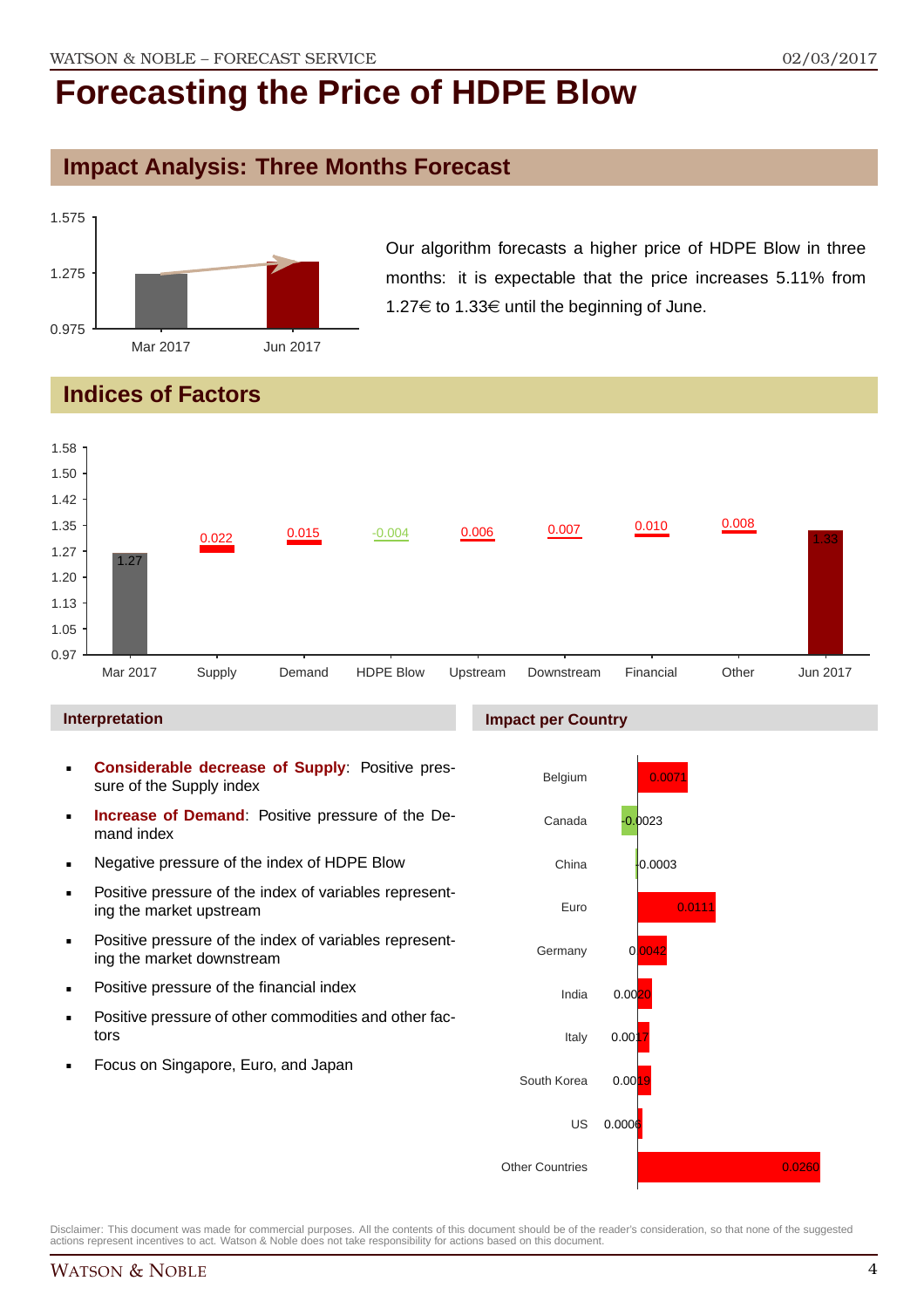# Forecasting the Price of HDPE Blow

## Impact Analysis: Three Months Forecast

Our algorithm forecasts a higher price of HDPE Blow in three months: it is expectable that the price increases 5.11% from 1.27€ to 1.33€ until the beginning of June.

## Indices of Factors

| | Mar 2017 | Supply | Demand | HDPE Blow | Upstream | Downstream | Financial | Other | Jun 2017 |
|---|---|---|---|---|---|---|---|---|---|
| Value | 1.27 | 0.022 | 0.015 | -0.004 | 0.006 | 0.007 | 0.010 | 0.008 | 1.33 |

### Interpretation

- **Considerable decrease of Supply**: Positive pressure of the Supply index
- **Increase of Demand**: Positive pressure of the Demand index
- Negative pressure of the index of HDPE Blow
- Positive pressure of the index of variables representing the market upstream
- Positive pressure of the index of variables representing the market downstream
- Positive pressure of the financial index
- Positive pressure of other commodities and other factors
- Focus on Singapore, Euro, and Japan

### Impact per Country

| Country | Impact |
|---|---|
| Belgium | 0.0071 |
| Canada | -0.0023 |
| China | -0.0003 |
| Euro | 0.0111 |
| Germany | 0.0042 |
| India | 0.0020 |
| Italy | 0.0017 |
| South Korea | 0.0019 |
| US | 0.0006 |
| Other Countries | 0.0260 |

Disclaimer: This document was made for commercial purposes. All the contents of this document should be of the reader's consideration, so that none of the suggested actions represent incentives to act. Watson & Noble does not take responsibility for actions based on this document.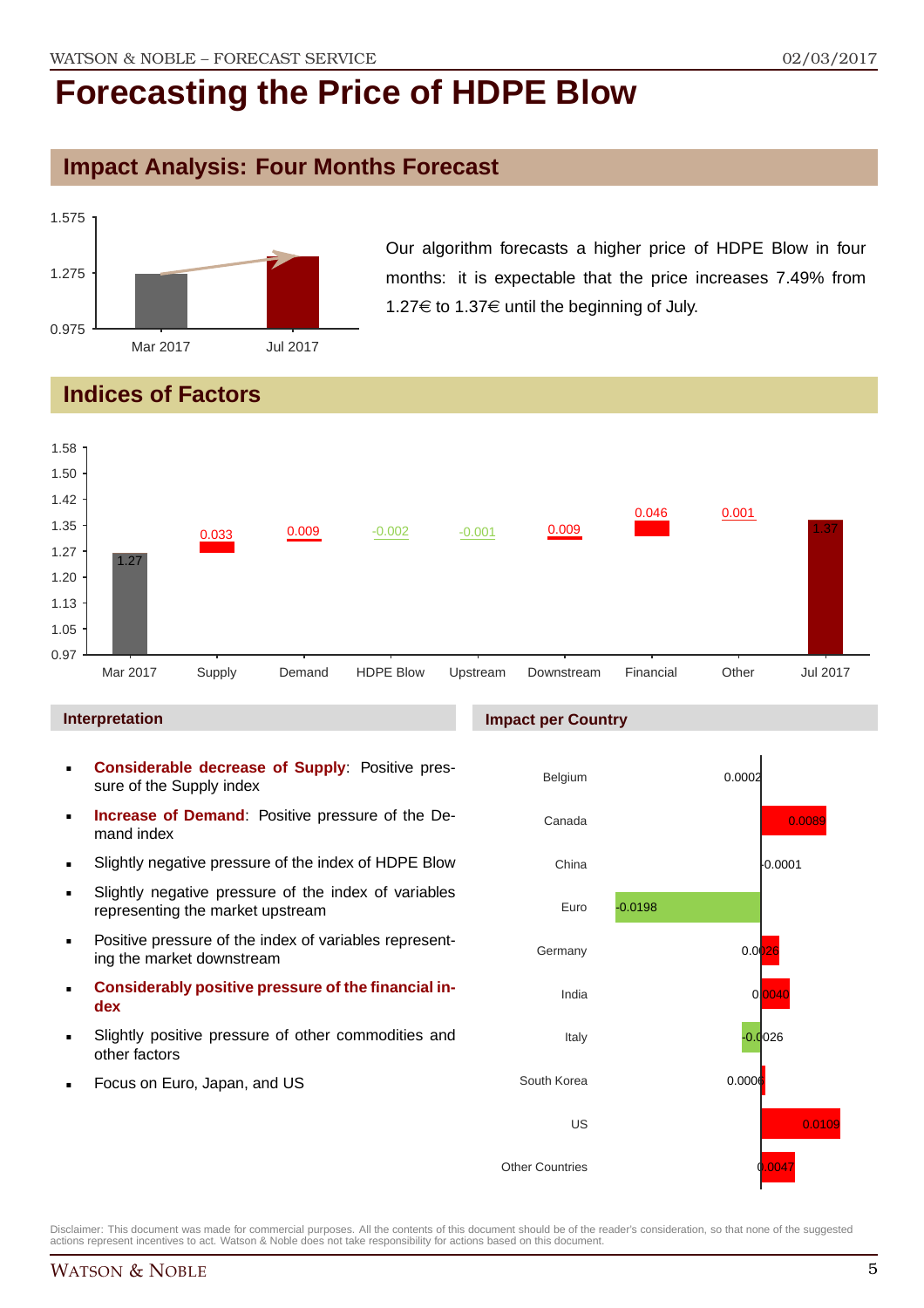# Forecasting the Price of HDPE Blow

## Impact Analysis: Four Months Forecast

Our algorithm forecasts a higher price of HDPE Blow in four months: it is expectable that the price increases 7.49% from 1.27€ to 1.37€ until the beginning of July.

## Indices of Factors

| Factor | Value |
|---|---|
| Mar 2017 | 1.27 |
| Supply | 0.033 |
| Demand | 0.009 |
| HDPE Blow | -0.002 |
| Upstream | -0.001 |
| Downstream | 0.009 |
| Financial | 0.046 |
| Other | 0.001 |
| Jul 2017 | 1.37 |

### Interpretation

- **Considerable decrease of Supply**: Positive pressure of the Supply index
- **Increase of Demand**: Positive pressure of the Demand index
- Slightly negative pressure of the index of HDPE Blow
- Slightly negative pressure of the index of variables representing the market upstream
- Positive pressure of the index of variables representing the market downstream
- **Considerably positive pressure of the financial index**
- Slightly positive pressure of other commodities and other factors
- Focus on Euro, Japan, and US

### Impact per Country

| Country | Impact |
|---|---|
| Belgium | 0.0002 |
| Canada | 0.0089 |
| China | -0.0001 |
| Euro | -0.0198 |
| Germany | 0.0025 |
| India | 0.0040 |
| Italy | -0.0026 |
| South Korea | 0.0006 |
| US | 0.0109 |
| Other Countries | 0.0047 |

Disclaimer: This document was made for commercial purposes. All the contents of this document should be of the reader's consideration, so that none of the suggested actions represent incentives to act. Watson & Noble does not take responsibility for actions based on this document.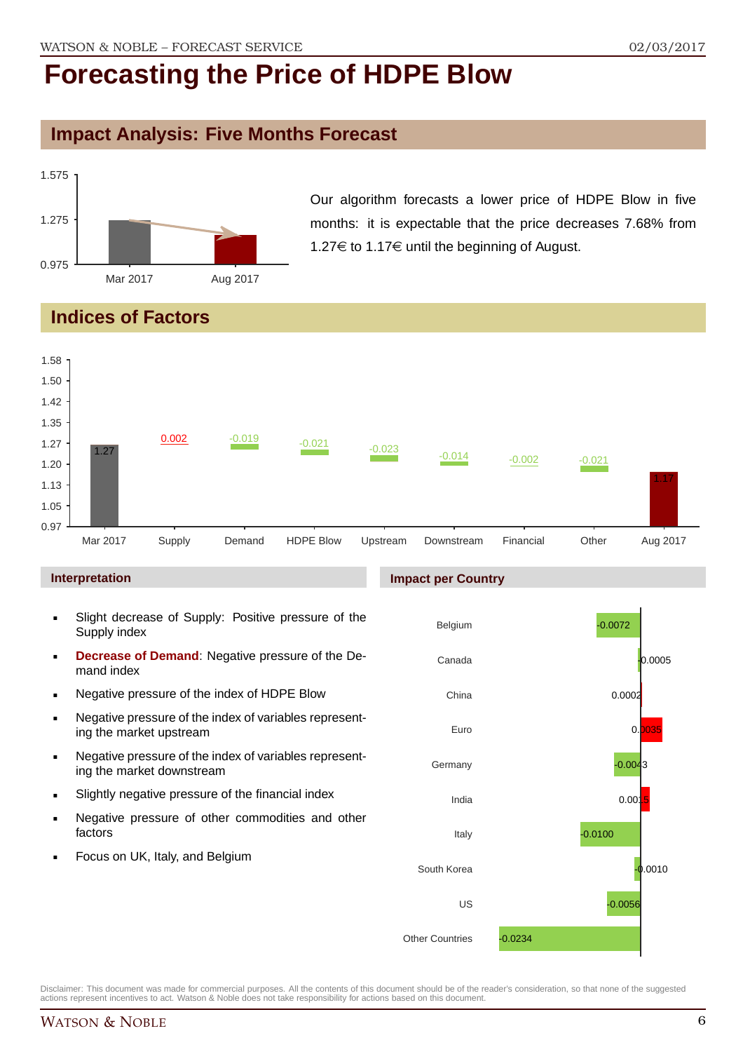# Forecasting the Price of HDPE Blow

## Impact Analysis: Five Months Forecast

Our algorithm forecasts a lower price of HDPE Blow in five months: it is expectable that the price decreases 7.68% from 1.27€ to 1.17€ until the beginning of August.

## Indices of Factors

| Mar 2017 | Supply | Demand | HDPE Blow | Upstream | Downstream | Financial | Other | Aug 2017 |
|---|---|---|---|---|---|---|---|---|
| 1.27 | 0.002 | -0.019 | -0.021 | -0.023 | -0.014 | -0.002 | -0.021 | 1.17 |

### Interpretation

- Slight decrease of Supply: Positive pressure of the Supply index
- **Decrease of Demand**: Negative pressure of the Demand index
- Negative pressure of the index of HDPE Blow
- Negative pressure of the index of variables representing the market upstream
- Negative pressure of the index of variables representing the market downstream
- Slightly negative pressure of the financial index
- Negative pressure of other commodities and other factors
- Focus on UK, Italy, and Belgium

### Impact per Country

| Country | Impact |
|---|---|
| Belgium | -0.0072 |
| Canada | -0.0005 |
| China | 0.0002 |
| Euro | 0.0035 |
| Germany | -0.0043 |
| India | 0.0015 |
| Italy | -0.0100 |
| South Korea | -0.0010 |
| US | -0.0056 |
| Other Countries | -0.0234 |

Disclaimer: This document was made for commercial purposes. All the contents of this document should be of the reader's consideration, so that none of the suggested actions represent incentives to act. Watson & Noble does not take responsibility for actions based on this document.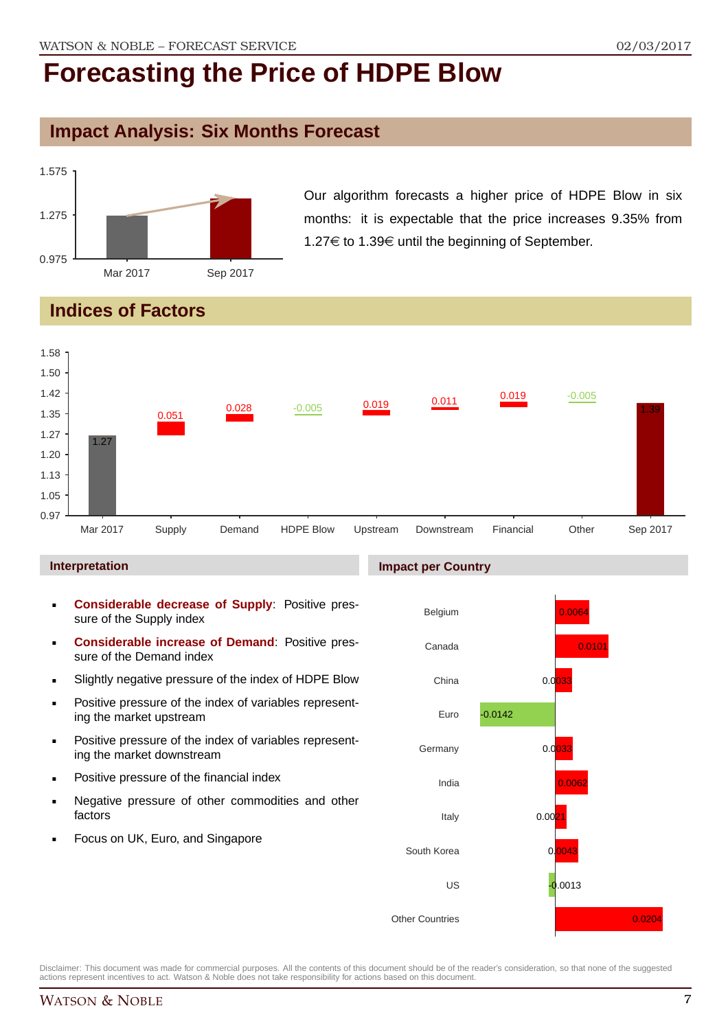# Forecasting the Price of HDPE Blow

## Impact Analysis: Six Months Forecast

| | Mar 2017 | Sep 2017 |
|---|---|---|
| Price | 1.27 | 1.39 |

Our algorithm forecasts a higher price of HDPE Blow in six months: it is expectable that the price increases 9.35% from 1.27€ to 1.39€ until the beginning of September.

## Indices of Factors

| Mar 2017 | Supply | Demand | HDPE Blow | Upstream | Downstream | Financial | Other | Sep 2017 |
|---|---|---|---|---|---|---|---|---|
| 1.27 | 0.051 | 0.028 | -0.005 | 0.019 | 0.011 | 0.019 | -0.005 | 1.39 |

### Interpretation

- **Considerable decrease of Supply**: Positive pressure of the Supply index
- **Considerable increase of Demand**: Positive pressure of the Demand index
- Slightly negative pressure of the index of HDPE Blow
- Positive pressure of the index of variables representing the market upstream
- Positive pressure of the index of variables representing the market downstream
- Positive pressure of the financial index
- Negative pressure of other commodities and other factors
- Focus on UK, Euro, and Singapore

### Impact per Country

| Country | Impact |
|---|---|
| Belgium | 0.0064 |
| Canada | 0.0101 |
| China | 0.0033 |
| Euro | -0.0142 |
| Germany | 0.0033 |
| India | 0.0062 |
| Italy | 0.0021 |
| South Korea | 0.0043 |
| US | -0.0013 |
| Other Countries | 0.0204 |

Disclaimer: This document was made for commercial purposes. All the contents of this document should be of the reader's consideration, so that none of the suggested actions represent incentives to act. Watson & Noble does not take responsibility for actions based on this document.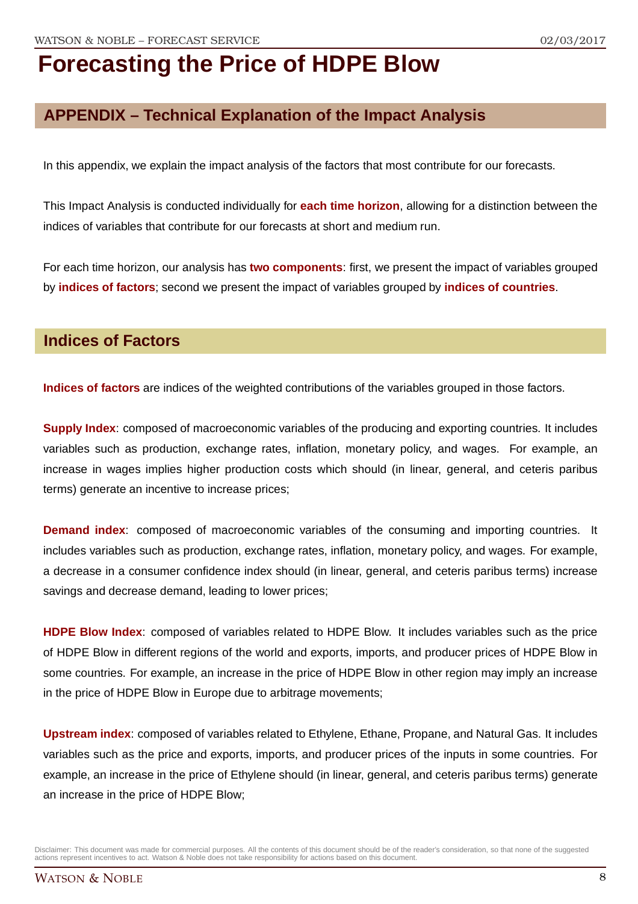# Forecasting the Price of HDPE Blow

## APPENDIX – Technical Explanation of the Impact Analysis

In this appendix, we explain the impact analysis of the factors that most contribute for our forecasts.

This Impact Analysis is conducted individually for **each time horizon**, allowing for a distinction between the indices of variables that contribute for our forecasts at short and medium run.

For each time horizon, our analysis has **two components**: first, we present the impact of variables grouped by **indices of factors**; second we present the impact of variables grouped by **indices of countries**.

## Indices of Factors

**Indices of factors** are indices of the weighted contributions of the variables grouped in those factors.

**Supply Index**: composed of macroeconomic variables of the producing and exporting countries. It includes variables such as production, exchange rates, inflation, monetary policy, and wages. For example, an increase in wages implies higher production costs which should (in linear, general, and ceteris paribus terms) generate an incentive to increase prices;

**Demand index**: composed of macroeconomic variables of the consuming and importing countries. It includes variables such as production, exchange rates, inflation, monetary policy, and wages. For example, a decrease in a consumer confidence index should (in linear, general, and ceteris paribus terms) increase savings and decrease demand, leading to lower prices;

**HDPE Blow Index**: composed of variables related to HDPE Blow. It includes variables such as the price of HDPE Blow in different regions of the world and exports, imports, and producer prices of HDPE Blow in some countries. For example, an increase in the price of HDPE Blow in other region may imply an increase in the price of HDPE Blow in Europe due to arbitrage movements;

**Upstream index**: composed of variables related to Ethylene, Ethane, Propane, and Natural Gas. It includes variables such as the price and exports, imports, and producer prices of the inputs in some countries. For example, an increase in the price of Ethylene should (in linear, general, and ceteris paribus terms) generate an increase in the price of HDPE Blow;

Disclaimer: This document was made for commercial purposes. All the contents of this document should be of the reader's consideration, so that none of the suggested actions represent incentives to act. Watson & Noble does not take responsibility for actions based on this document.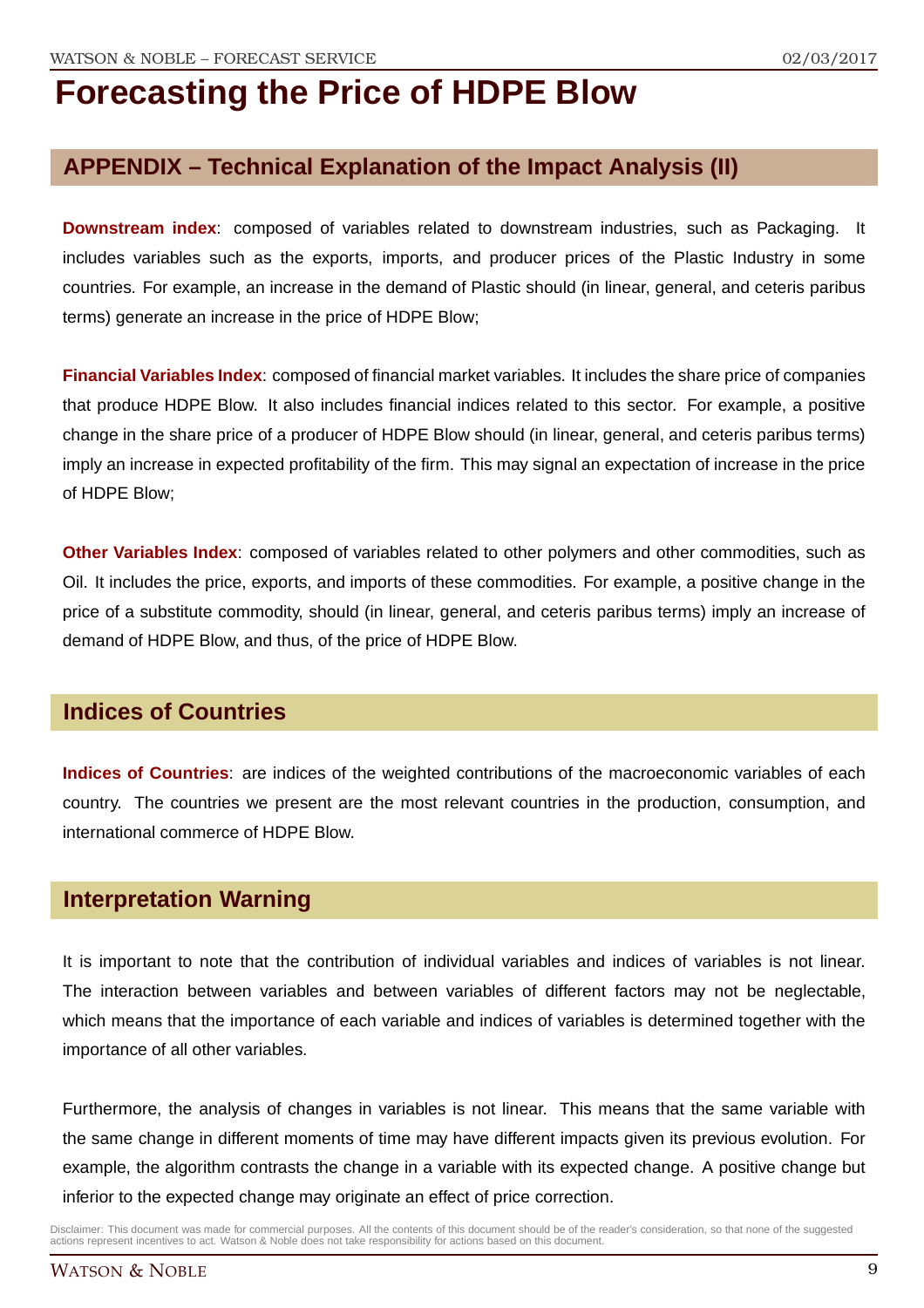# Forecasting the Price of HDPE Blow

## APPENDIX – Technical Explanation of the Impact Analysis (II)

**Downstream index**: composed of variables related to downstream industries, such as Packaging. It includes variables such as the exports, imports, and producer prices of the Plastic Industry in some countries. For example, an increase in the demand of Plastic should (in linear, general, and ceteris paribus terms) generate an increase in the price of HDPE Blow;

**Financial Variables Index**: composed of financial market variables. It includes the share price of companies that produce HDPE Blow. It also includes financial indices related to this sector. For example, a positive change in the share price of a producer of HDPE Blow should (in linear, general, and ceteris paribus terms) imply an increase in expected profitability of the firm. This may signal an expectation of increase in the price of HDPE Blow;

**Other Variables Index**: composed of variables related to other polymers and other commodities, such as Oil. It includes the price, exports, and imports of these commodities. For example, a positive change in the price of a substitute commodity, should (in linear, general, and ceteris paribus terms) imply an increase of demand of HDPE Blow, and thus, of the price of HDPE Blow.

## Indices of Countries

**Indices of Countries**: are indices of the weighted contributions of the macroeconomic variables of each country. The countries we present are the most relevant countries in the production, consumption, and international commerce of HDPE Blow.

## Interpretation Warning

It is important to note that the contribution of individual variables and indices of variables is not linear. The interaction between variables and between variables of different factors may not be neglectable, which means that the importance of each variable and indices of variables is determined together with the importance of all other variables.

Furthermore, the analysis of changes in variables is not linear. This means that the same variable with the same change in different moments of time may have different impacts given its previous evolution. For example, the algorithm contrasts the change in a variable with its expected change. A positive change but inferior to the expected change may originate an effect of price correction.

Disclaimer: This document was made for commercial purposes. All the contents of this document should be of the reader's consideration, so that none of the suggested actions represent incentives to act. Watson & Noble does not take responsibility for actions based on this document.